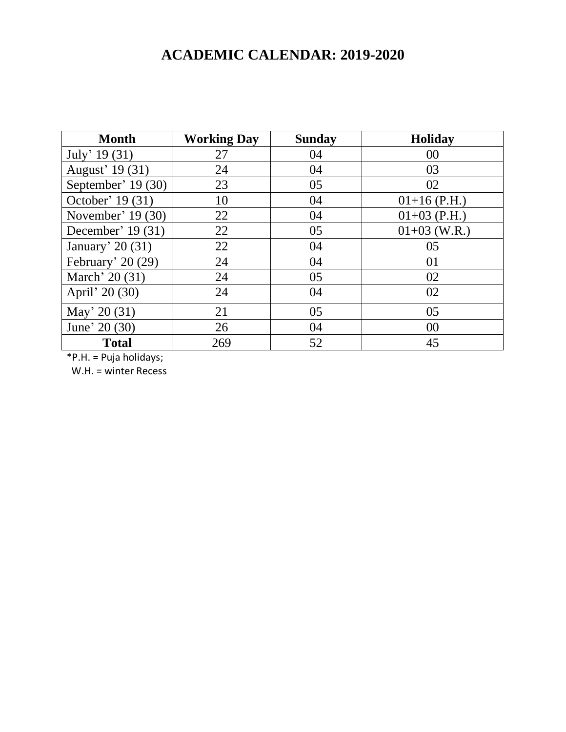# ACADEMIC CALENDAR: 2019-2020

| Month | Working Day | Sunday | Holiday |
|---|---|---|---|
| July' 19 (31) | 27 | 04 | 00 |
| August' 19 (31) | 24 | 04 | 03 |
| September' 19 (30) | 23 | 05 | 02 |
| October' 19 (31) | 10 | 04 | 01+16 (P.H.) |
| November' 19 (30) | 22 | 04 | 01+03 (P.H.) |
| December' 19 (31) | 22 | 05 | 01+03 (W.R.) |
| January' 20 (31) | 22 | 04 | 05 |
| February' 20 (29) | 24 | 04 | 01 |
| March' 20 (31) | 24 | 05 | 02 |
| April' 20 (30) | 24 | 04 | 02 |
| May' 20 (31) | 21 | 05 | 05 |
| June' 20 (30) | 26 | 04 | 00 |
| **Total** | 269 | 52 | 45 |

*P.H. = Puja holidays;
W.H. = winter Recess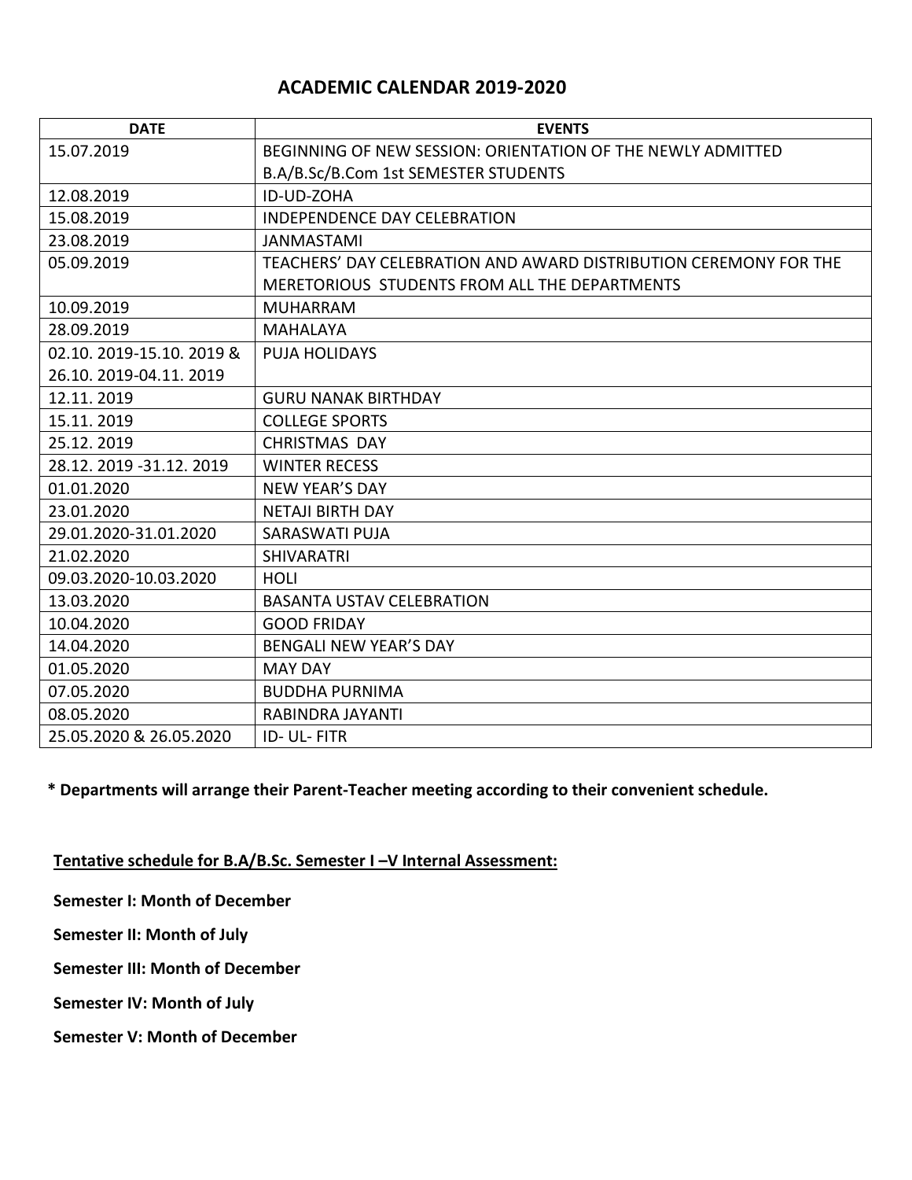# ACADEMIC CALENDAR 2019-2020

| DATE | EVENTS |
|---|---|
| 15.07.2019 | BEGINNING OF NEW SESSION: ORIENTATION OF THE NEWLY ADMITTED B.A/B.Sc/B.Com 1st SEMESTER STUDENTS |
| 12.08.2019 | ID-UD-ZOHA |
| 15.08.2019 | INDEPENDENCE DAY CELEBRATION |
| 23.08.2019 | JANMASTAMI |
| 05.09.2019 | TEACHERS' DAY CELEBRATION AND AWARD DISTRIBUTION CEREMONY FOR THE MERETORIOUS STUDENTS FROM ALL THE DEPARTMENTS |
| 10.09.2019 | MUHARRAM |
| 28.09.2019 | MAHALAYA |
| 02.10. 2019-15.10. 2019 & 26.10. 2019-04.11. 2019 | PUJA HOLIDAYS |
| 12.11. 2019 | GURU NANAK BIRTHDAY |
| 15.11. 2019 | COLLEGE SPORTS |
| 25.12. 2019 | CHRISTMAS DAY |
| 28.12. 2019 -31.12. 2019 | WINTER RECESS |
| 01.01.2020 | NEW YEAR'S DAY |
| 23.01.2020 | NETAJI BIRTH DAY |
| 29.01.2020-31.01.2020 | SARASWATI PUJA |
| 21.02.2020 | SHIVARATRI |
| 09.03.2020-10.03.2020 | HOLI |
| 13.03.2020 | BASANTA USTAV CELEBRATION |
| 10.04.2020 | GOOD FRIDAY |
| 14.04.2020 | BENGALI NEW YEAR'S DAY |
| 01.05.2020 | MAY DAY |
| 07.05.2020 | BUDDHA PURNIMA |
| 08.05.2020 | RABINDRA JAYANTI |
| 25.05.2020 & 26.05.2020 | ID- UL- FITR |

**\* Departments will arrange their Parent-Teacher meeting according to their convenient schedule.**

**<u>Tentative schedule for B.A/B.Sc. Semester I –V Internal Assessment:</u>**

**Semester I: Month of December**

**Semester II: Month of July**

**Semester III: Month of December**

**Semester IV: Month of July**

**Semester V: Month of December**